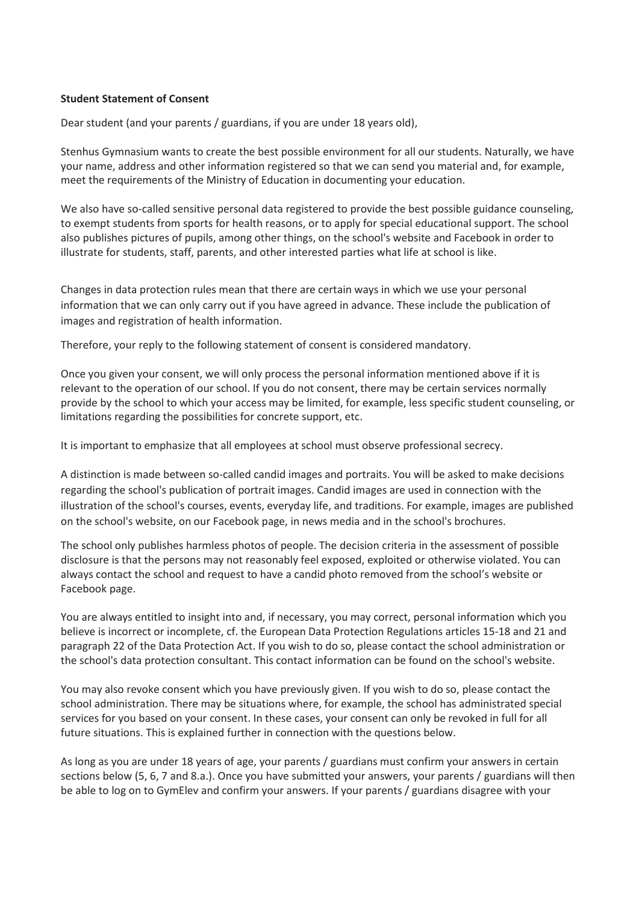**Student Statement of Consent**

Dear student (and your parents / guardians, if you are under 18 years old),

Stenhus Gymnasium wants to create the best possible environment for all our students. Naturally, we have your name, address and other information registered so that we can send you material and, for example, meet the requirements of the Ministry of Education in documenting your education.

We also have so-called sensitive personal data registered to provide the best possible guidance counseling, to exempt students from sports for health reasons, or to apply for special educational support. The school also publishes pictures of pupils, among other things, on the school's website and Facebook in order to illustrate for students, staff, parents, and other interested parties what life at school is like.

Changes in data protection rules mean that there are certain ways in which we use your personal information that we can only carry out if you have agreed in advance. These include the publication of images and registration of health information.

Therefore, your reply to the following statement of consent is considered mandatory.

Once you given your consent, we will only process the personal information mentioned above if it is relevant to the operation of our school. If you do not consent, there may be certain services normally provide by the school to which your access may be limited, for example, less specific student counseling, or limitations regarding the possibilities for concrete support, etc.

It is important to emphasize that all employees at school must observe professional secrecy.

A distinction is made between so-called candid images and portraits. You will be asked to make decisions regarding the school's publication of portrait images. Candid images are used in connection with the illustration of the school's courses, events, everyday life, and traditions. For example, images are published on the school's website, on our Facebook page, in news media and in the school's brochures.

The school only publishes harmless photos of people. The decision criteria in the assessment of possible disclosure is that the persons may not reasonably feel exposed, exploited or otherwise violated. You can always contact the school and request to have a candid photo removed from the school's website or Facebook page.

You are always entitled to insight into and, if necessary, you may correct, personal information which you believe is incorrect or incomplete, cf. the European Data Protection Regulations articles 15-18 and 21 and paragraph 22 of the Data Protection Act. If you wish to do so, please contact the school administration or the school's data protection consultant. This contact information can be found on the school's website.

You may also revoke consent which you have previously given. If you wish to do so, please contact the school administration. There may be situations where, for example, the school has administrated special services for you based on your consent. In these cases, your consent can only be revoked in full for all future situations. This is explained further in connection with the questions below.

As long as you are under 18 years of age, your parents / guardians must confirm your answers in certain sections below (5, 6, 7 and 8.a.). Once you have submitted your answers, your parents / guardians will then be able to log on to GymElev and confirm your answers. If your parents / guardians disagree with your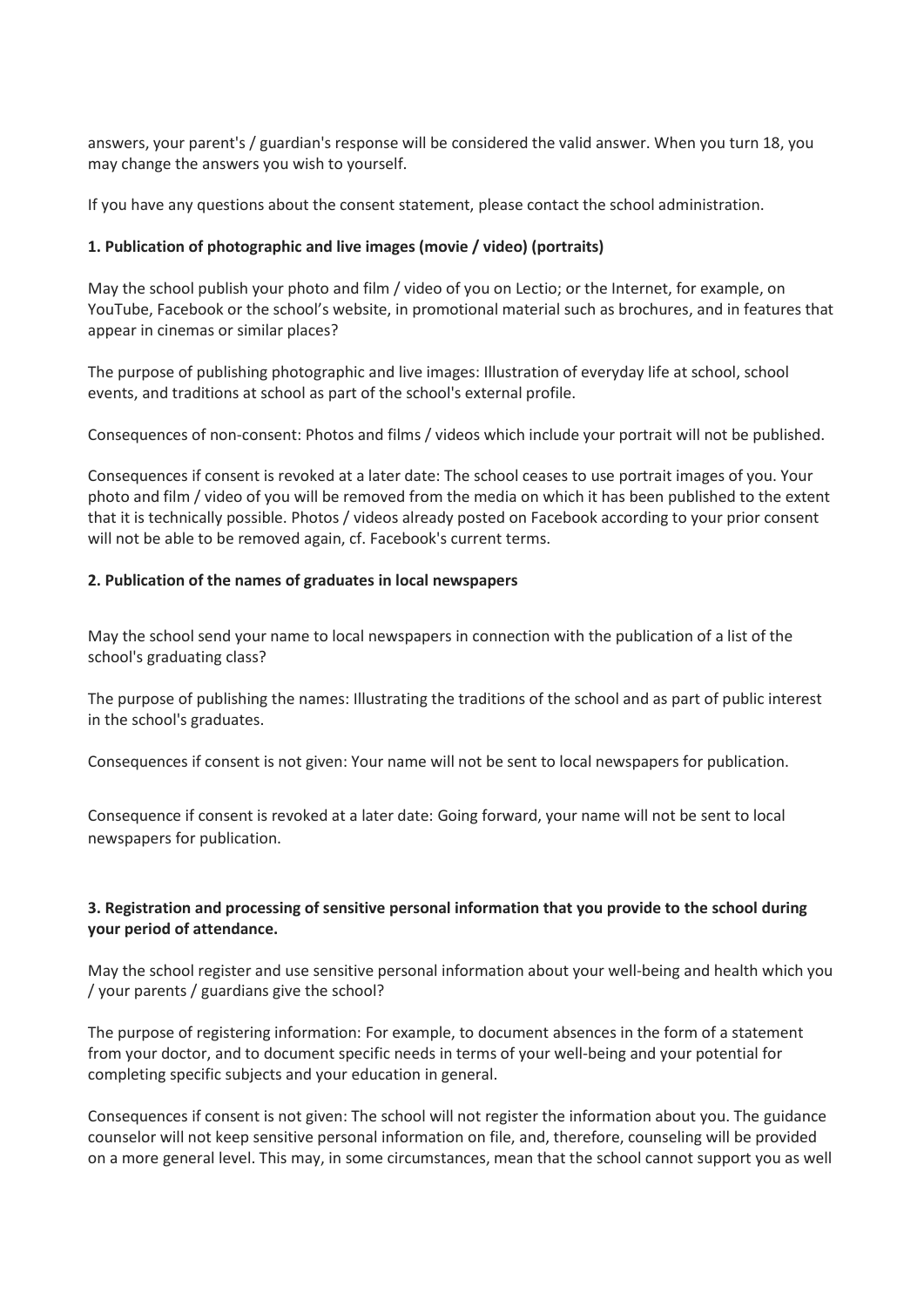answers, your parent's / guardian's response will be considered the valid answer. When you turn 18, you may change the answers you wish to yourself.

If you have any questions about the consent statement, please contact the school administration.

**1. Publication of photographic and live images (movie / video) (portraits)**

May the school publish your photo and film / video of you on Lectio; or the Internet, for example, on YouTube, Facebook or the school's website, in promotional material such as brochures, and in features that appear in cinemas or similar places?

The purpose of publishing photographic and live images: Illustration of everyday life at school, school events, and traditions at school as part of the school's external profile.

Consequences of non-consent: Photos and films / videos which include your portrait will not be published.

Consequences if consent is revoked at a later date: The school ceases to use portrait images of you. Your photo and film / video of you will be removed from the media on which it has been published to the extent that it is technically possible. Photos / videos already posted on Facebook according to your prior consent will not be able to be removed again, cf. Facebook's current terms.

**2. Publication of the names of graduates in local newspapers**

May the school send your name to local newspapers in connection with the publication of a list of the school's graduating class?

The purpose of publishing the names: Illustrating the traditions of the school and as part of public interest in the school's graduates.

Consequences if consent is not given: Your name will not be sent to local newspapers for publication.

Consequence if consent is revoked at a later date: Going forward, your name will not be sent to local newspapers for publication.

**3. Registration and processing of sensitive personal information that you provide to the school during your period of attendance.**

May the school register and use sensitive personal information about your well-being and health which you / your parents / guardians give the school?

The purpose of registering information: For example, to document absences in the form of a statement from your doctor, and to document specific needs in terms of your well-being and your potential for completing specific subjects and your education in general.

Consequences if consent is not given: The school will not register the information about you. The guidance counselor will not keep sensitive personal information on file, and, therefore, counseling will be provided on a more general level. This may, in some circumstances, mean that the school cannot support you as well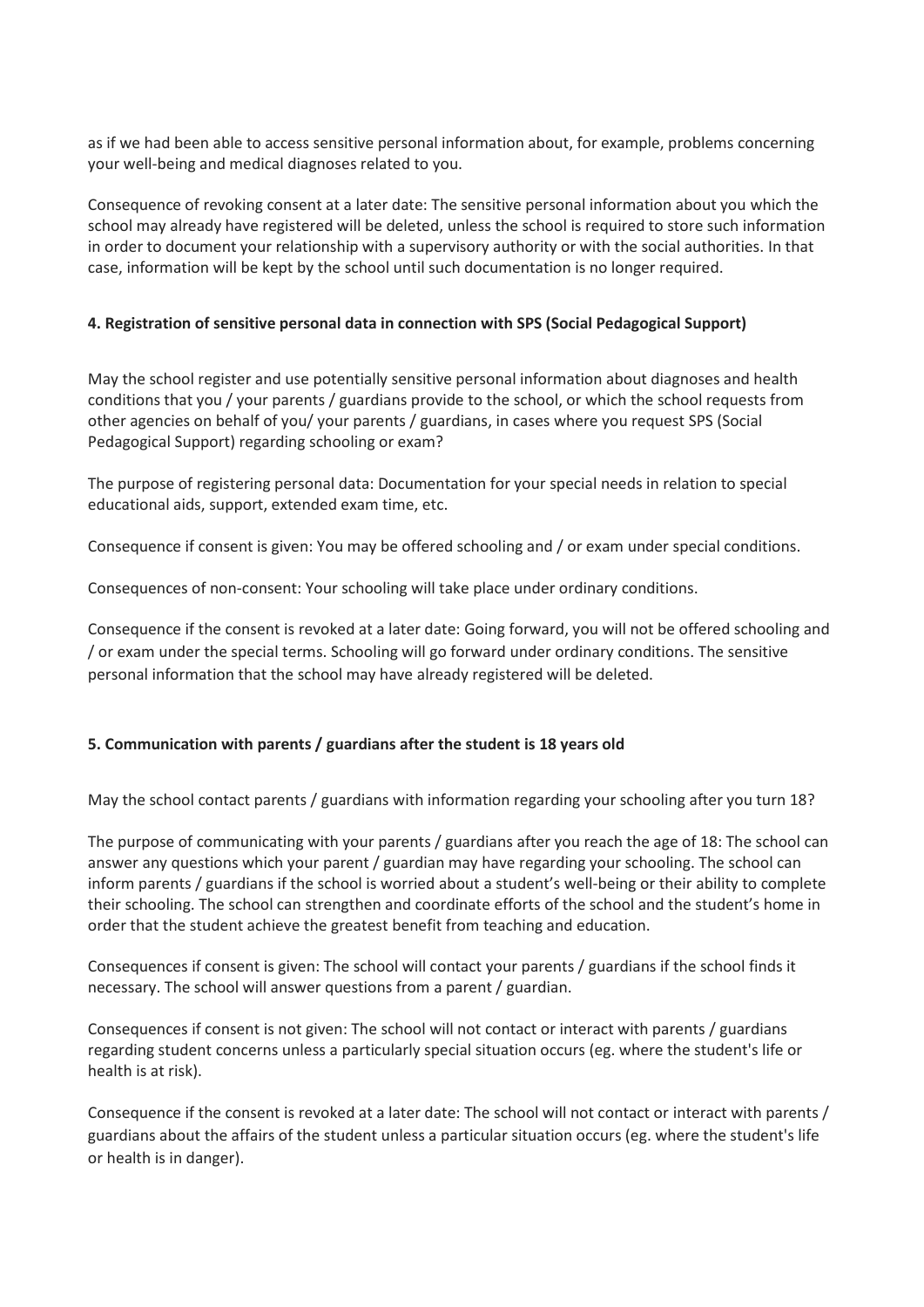as if we had been able to access sensitive personal information about, for example, problems concerning your well-being and medical diagnoses related to you.

Consequence of revoking consent at a later date: The sensitive personal information about you which the school may already have registered will be deleted, unless the school is required to store such information in order to document your relationship with a supervisory authority or with the social authorities. In that case, information will be kept by the school until such documentation is no longer required.

**4. Registration of sensitive personal data in connection with SPS (Social Pedagogical Support)**

May the school register and use potentially sensitive personal information about diagnoses and health conditions that you / your parents / guardians provide to the school, or which the school requests from other agencies on behalf of you/ your parents / guardians, in cases where you request SPS (Social Pedagogical Support) regarding schooling or exam?

The purpose of registering personal data: Documentation for your special needs in relation to special educational aids, support, extended exam time, etc.

Consequence if consent is given: You may be offered schooling and / or exam under special conditions.

Consequences of non-consent: Your schooling will take place under ordinary conditions.

Consequence if the consent is revoked at a later date: Going forward, you will not be offered schooling and / or exam under the special terms. Schooling will go forward under ordinary conditions. The sensitive personal information that the school may have already registered will be deleted.

**5. Communication with parents / guardians after the student is 18 years old**

May the school contact parents / guardians with information regarding your schooling after you turn 18?

The purpose of communicating with your parents / guardians after you reach the age of 18: The school can answer any questions which your parent / guardian may have regarding your schooling. The school can inform parents / guardians if the school is worried about a student's well-being or their ability to complete their schooling. The school can strengthen and coordinate efforts of the school and the student's home in order that the student achieve the greatest benefit from teaching and education.

Consequences if consent is given: The school will contact your parents / guardians if the school finds it necessary. The school will answer questions from a parent / guardian.

Consequences if consent is not given: The school will not contact or interact with parents / guardians regarding student concerns unless a particularly special situation occurs (eg. where the student's life or health is at risk).

Consequence if the consent is revoked at a later date: The school will not contact or interact with parents / guardians about the affairs of the student unless a particular situation occurs (eg. where the student's life or health is in danger).